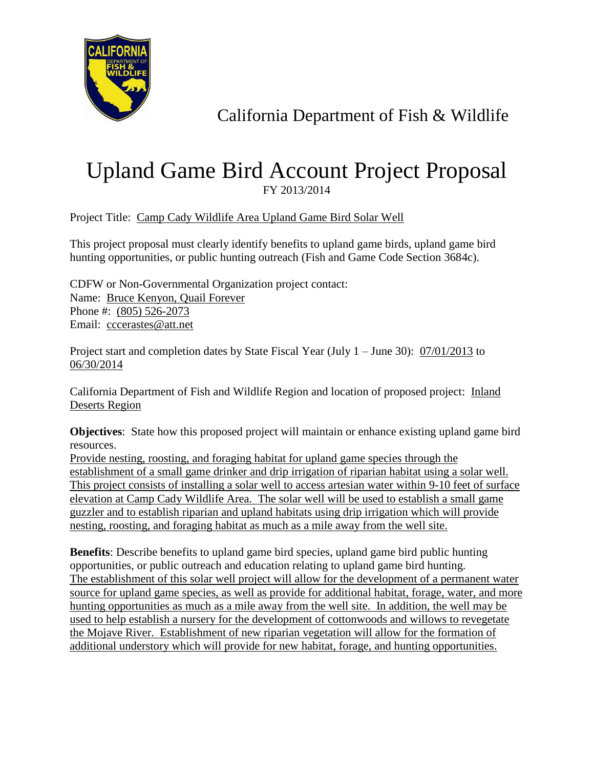California Department of Fish & Wildlife

# Upland Game Bird Account Project Proposal

FY 2013/2014

Project Title: Camp Cady Wildlife Area Upland Game Bird Solar Well

This project proposal must clearly identify benefits to upland game birds, upland game bird hunting opportunities, or public hunting outreach (Fish and Game Code Section 3684c).

CDFW or Non-Governmental Organization project contact:
Name: Bruce Kenyon, Quail Forever
Phone #: (805) 526-2073
Email: cccerastes@att.net

Project start and completion dates by State Fiscal Year (July 1 – June 30): 07/01/2013 to 06/30/2014

California Department of Fish and Wildlife Region and location of proposed project: Inland Deserts Region

**Objectives**: State how this proposed project will maintain or enhance existing upland game bird resources.
Provide nesting, roosting, and foraging habitat for upland game species through the establishment of a small game drinker and drip irrigation of riparian habitat using a solar well. This project consists of installing a solar well to access artesian water within 9-10 feet of surface elevation at Camp Cady Wildlife Area. The solar well will be used to establish a small game guzzler and to establish riparian and upland habitats using drip irrigation which will provide nesting, roosting, and foraging habitat as much as a mile away from the well site.

**Benefits**: Describe benefits to upland game bird species, upland game bird public hunting opportunities, or public outreach and education relating to upland game bird hunting.
The establishment of this solar well project will allow for the development of a permanent water source for upland game species, as well as provide for additional habitat, forage, water, and more hunting opportunities as much as a mile away from the well site. In addition, the well may be used to help establish a nursery for the development of cottonwoods and willows to revegetate the Mojave River. Establishment of new riparian vegetation will allow for the formation of additional understory which will provide for new habitat, forage, and hunting opportunities.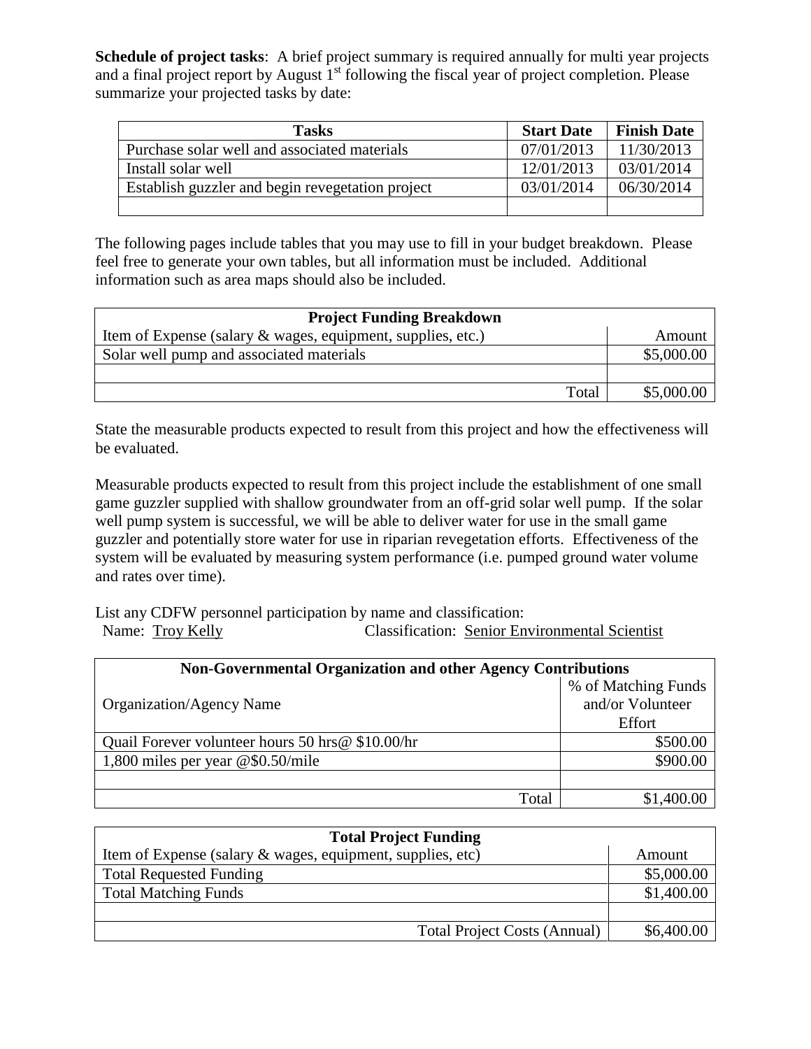**Schedule of project tasks**: A brief project summary is required annually for multi year projects and a final project report by August 1st following the fiscal year of project completion. Please summarize your projected tasks by date:

| Tasks | Start Date | Finish Date |
|---|---|---|
| Purchase solar well and associated materials | 07/01/2013 | 11/30/2013 |
| Install solar well | 12/01/2013 | 03/01/2014 |
| Establish guzzler and begin revegetation project | 03/01/2014 | 06/30/2014 |
| | | |

The following pages include tables that you may use to fill in your budget breakdown. Please feel free to generate your own tables, but all information must be included. Additional information such as area maps should also be included.

| Project Funding Breakdown | |
|---|---|
| Item of Expense (salary & wages, equipment, supplies, etc.) | Amount |
| Solar well pump and associated materials | $5,000.00 |
| | |
| Total | $5,000.00 |

State the measurable products expected to result from this project and how the effectiveness will be evaluated.

Measurable products expected to result from this project include the establishment of one small game guzzler supplied with shallow groundwater from an off-grid solar well pump. If the solar well pump system is successful, we will be able to deliver water for use in the small game guzzler and potentially store water for use in riparian revegetation efforts. Effectiveness of the system will be evaluated by measuring system performance (i.e. pumped ground water volume and rates over time).

List any CDFW personnel participation by name and classification:
Name: Troy Kelly Classification: Senior Environmental Scientist

| Non-Governmental Organization and other Agency Contributions | |
|---|---|
| Organization/Agency Name | % of Matching Funds and/or Volunteer Effort |
| Quail Forever volunteer hours 50 hrs@ $10.00/hr | $500.00 |
| 1,800 miles per year @$0.50/mile | $900.00 |
| | |
| Total | $1,400.00 |

| Total Project Funding | |
|---|---|
| Item of Expense (salary & wages, equipment, supplies, etc) | Amount |
| Total Requested Funding | $5,000.00 |
| Total Matching Funds | $1,400.00 |
| | |
| Total Project Costs (Annual) | $6,400.00 |